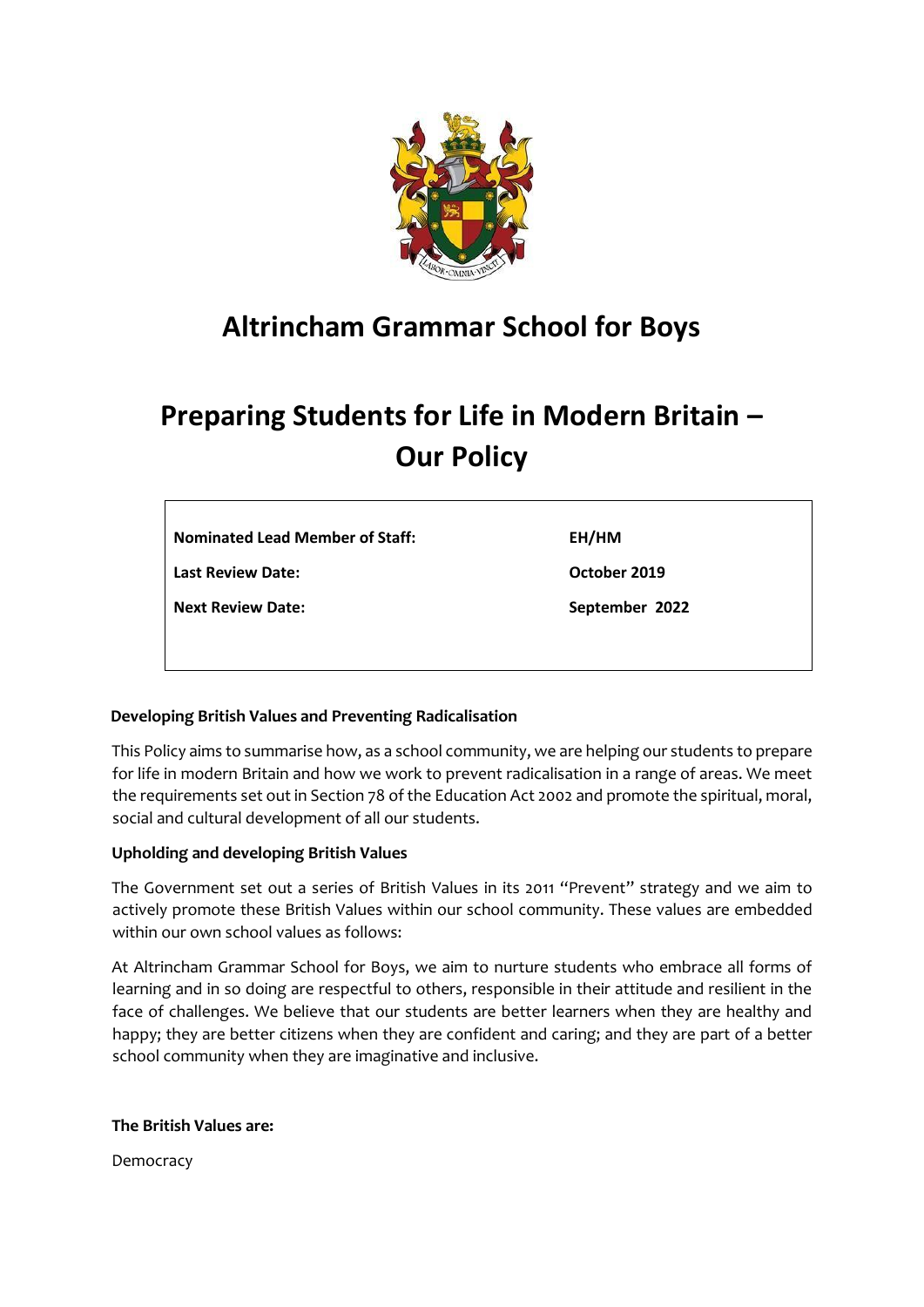# Altrincham Grammar School for Boys

# Preparing Students for Life in Modern Britain – Our Policy

| | |
|---|---|
| **Nominated Lead Member of Staff:** | **EH/HM** |
| **Last Review Date:** | **October 2019** |
| **Next Review Date:** | **September 2022** |

**Developing British Values and Preventing Radicalisation**

This Policy aims to summarise how, as a school community, we are helping our students to prepare for life in modern Britain and how we work to prevent radicalisation in a range of areas. We meet the requirements set out in Section 78 of the Education Act 2002 and promote the spiritual, moral, social and cultural development of all our students.

**Upholding and developing British Values**

The Government set out a series of British Values in its 2011 "Prevent" strategy and we aim to actively promote these British Values within our school community. These values are embedded within our own school values as follows:

At Altrincham Grammar School for Boys, we aim to nurture students who embrace all forms of learning and in so doing are respectful to others, responsible in their attitude and resilient in the face of challenges. We believe that our students are better learners when they are healthy and happy; they are better citizens when they are confident and caring; and they are part of a better school community when they are imaginative and inclusive.

**The British Values are:**

Democracy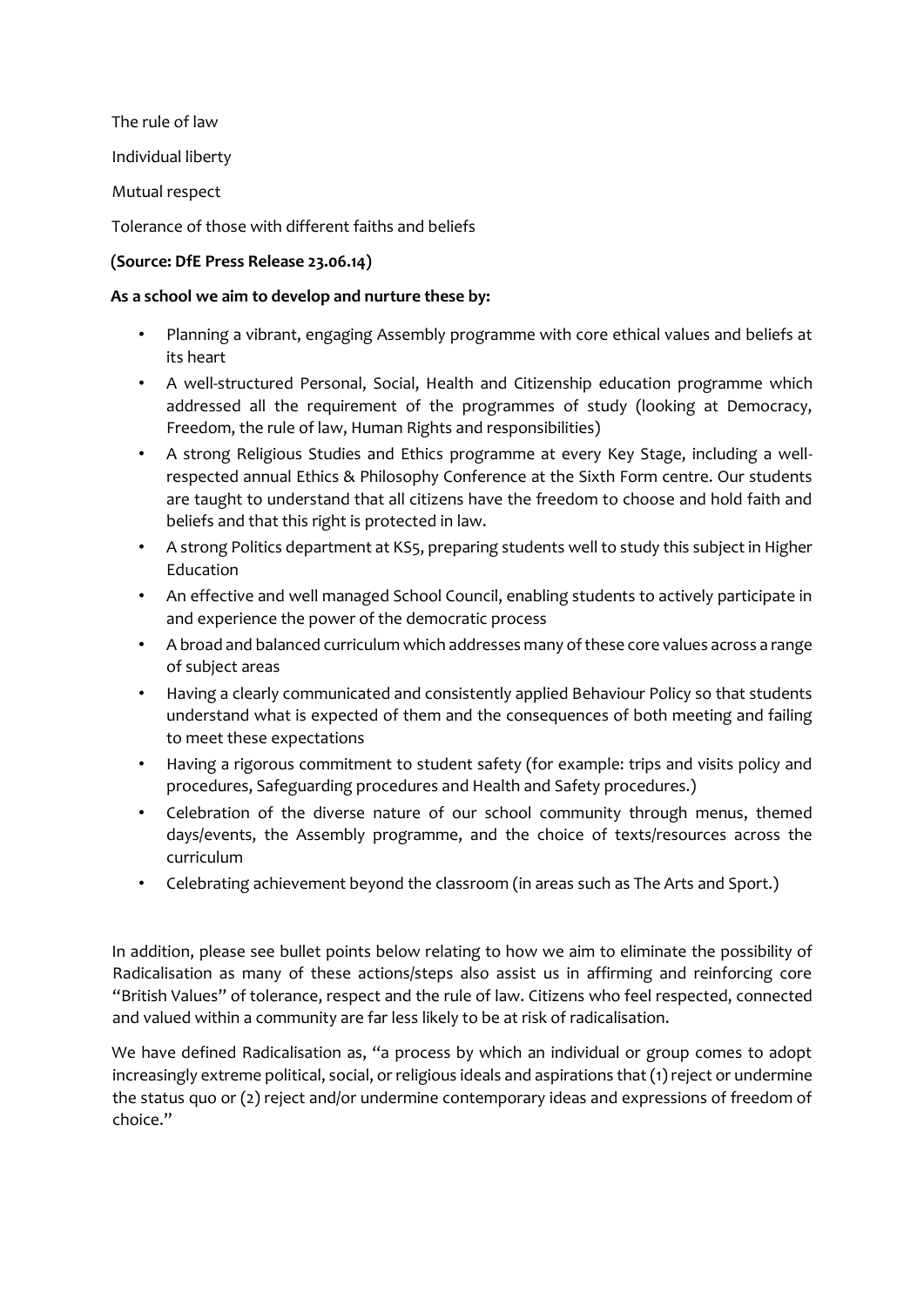The rule of law

Individual liberty

Mutual respect

Tolerance of those with different faiths and beliefs

**(Source: DfE Press Release 23.06.14)**

**As a school we aim to develop and nurture these by:**

- Planning a vibrant, engaging Assembly programme with core ethical values and beliefs at its heart
- A well-structured Personal, Social, Health and Citizenship education programme which addressed all the requirement of the programmes of study (looking at Democracy, Freedom, the rule of law, Human Rights and responsibilities)
- A strong Religious Studies and Ethics programme at every Key Stage, including a well-respected annual Ethics & Philosophy Conference at the Sixth Form centre. Our students are taught to understand that all citizens have the freedom to choose and hold faith and beliefs and that this right is protected in law.
- A strong Politics department at KS5, preparing students well to study this subject in Higher Education
- An effective and well managed School Council, enabling students to actively participate in and experience the power of the democratic process
- A broad and balanced curriculum which addresses many of these core values across a range of subject areas
- Having a clearly communicated and consistently applied Behaviour Policy so that students understand what is expected of them and the consequences of both meeting and failing to meet these expectations
- Having a rigorous commitment to student safety (for example: trips and visits policy and procedures, Safeguarding procedures and Health and Safety procedures.)
- Celebration of the diverse nature of our school community through menus, themed days/events, the Assembly programme, and the choice of texts/resources across the curriculum
- Celebrating achievement beyond the classroom (in areas such as The Arts and Sport.)

In addition, please see bullet points below relating to how we aim to eliminate the possibility of Radicalisation as many of these actions/steps also assist us in affirming and reinforcing core "British Values" of tolerance, respect and the rule of law. Citizens who feel respected, connected and valued within a community are far less likely to be at risk of radicalisation.

We have defined Radicalisation as, "a process by which an individual or group comes to adopt increasingly extreme political, social, or religious ideals and aspirations that (1) reject or undermine the status quo or (2) reject and/or undermine contemporary ideas and expressions of freedom of choice."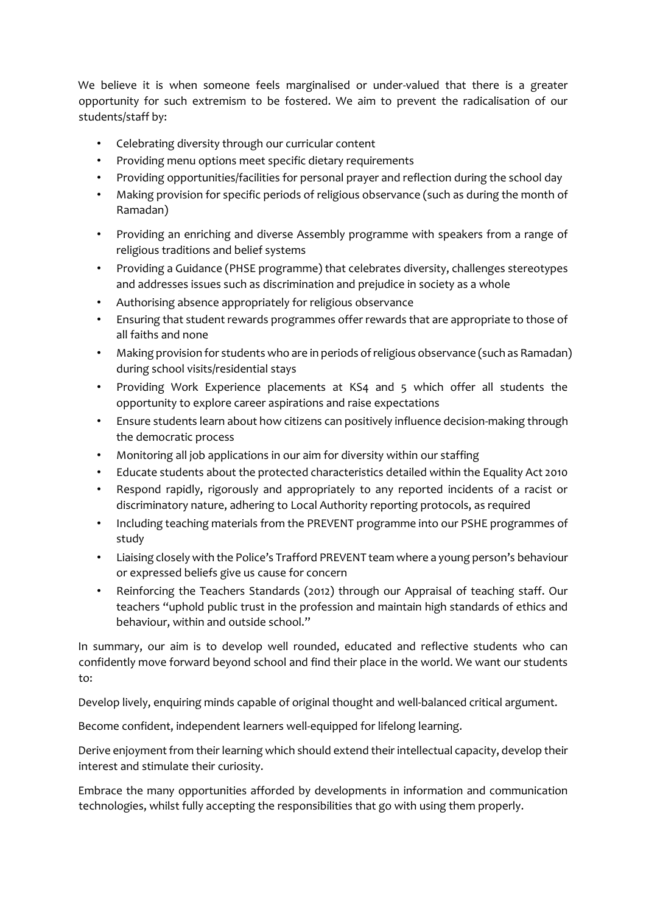We believe it is when someone feels marginalised or under-valued that there is a greater opportunity for such extremism to be fostered. We aim to prevent the radicalisation of our students/staff by:

- Celebrating diversity through our curricular content
- Providing menu options meet specific dietary requirements
- Providing opportunities/facilities for personal prayer and reflection during the school day
- Making provision for specific periods of religious observance (such as during the month of Ramadan)
- Providing an enriching and diverse Assembly programme with speakers from a range of religious traditions and belief systems
- Providing a Guidance (PHSE programme) that celebrates diversity, challenges stereotypes and addresses issues such as discrimination and prejudice in society as a whole
- Authorising absence appropriately for religious observance
- Ensuring that student rewards programmes offer rewards that are appropriate to those of all faiths and none
- Making provision for students who are in periods of religious observance (such as Ramadan) during school visits/residential stays
- Providing Work Experience placements at KS4 and 5 which offer all students the opportunity to explore career aspirations and raise expectations
- Ensure students learn about how citizens can positively influence decision-making through the democratic process
- Monitoring all job applications in our aim for diversity within our staffing
- Educate students about the protected characteristics detailed within the Equality Act 2010
- Respond rapidly, rigorously and appropriately to any reported incidents of a racist or discriminatory nature, adhering to Local Authority reporting protocols, as required
- Including teaching materials from the PREVENT programme into our PSHE programmes of study
- Liaising closely with the Police's Trafford PREVENT team where a young person's behaviour or expressed beliefs give us cause for concern
- Reinforcing the Teachers Standards (2012) through our Appraisal of teaching staff. Our teachers "uphold public trust in the profession and maintain high standards of ethics and behaviour, within and outside school."

In summary, our aim is to develop well rounded, educated and reflective students who can confidently move forward beyond school and find their place in the world. We want our students to:

Develop lively, enquiring minds capable of original thought and well-balanced critical argument.

Become confident, independent learners well-equipped for lifelong learning.

Derive enjoyment from their learning which should extend their intellectual capacity, develop their interest and stimulate their curiosity.

Embrace the many opportunities afforded by developments in information and communication technologies, whilst fully accepting the responsibilities that go with using them properly.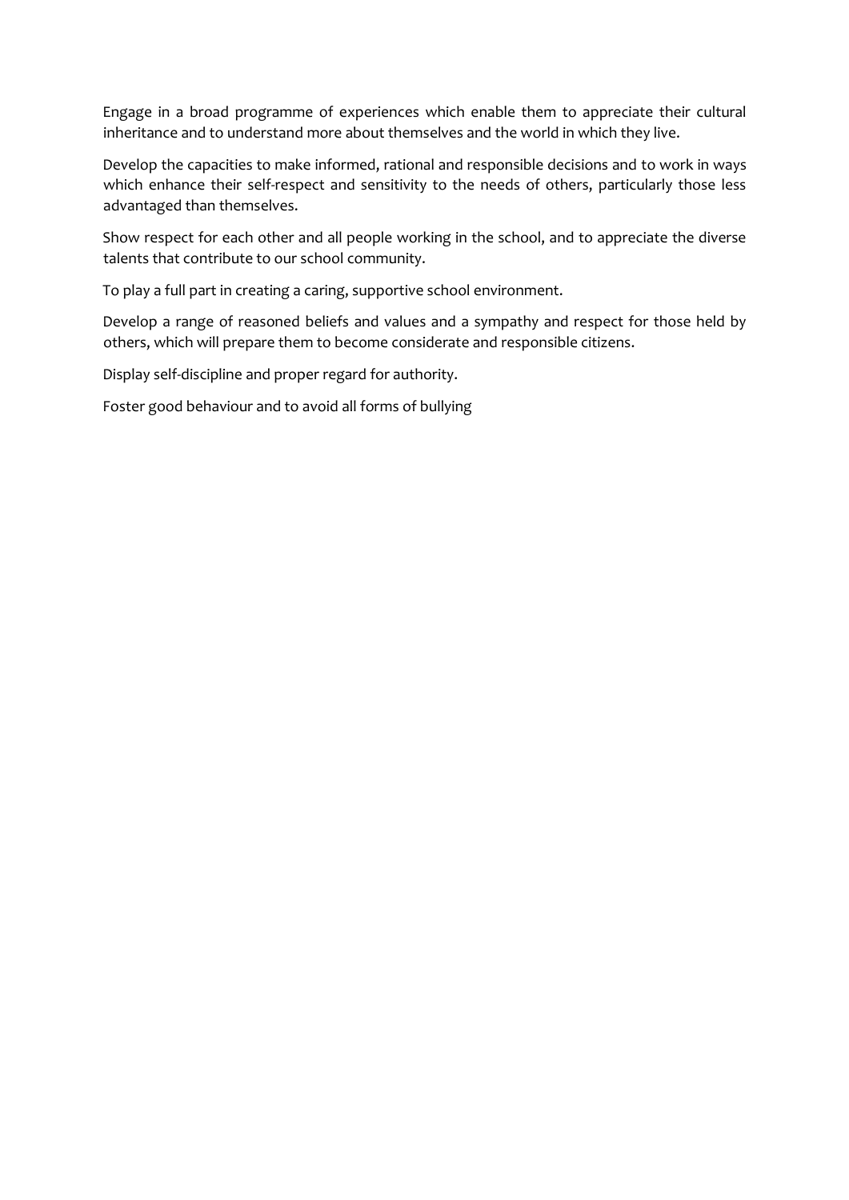Engage in a broad programme of experiences which enable them to appreciate their cultural inheritance and to understand more about themselves and the world in which they live.

Develop the capacities to make informed, rational and responsible decisions and to work in ways which enhance their self-respect and sensitivity to the needs of others, particularly those less advantaged than themselves.

Show respect for each other and all people working in the school, and to appreciate the diverse talents that contribute to our school community.

To play a full part in creating a caring, supportive school environment.

Develop a range of reasoned beliefs and values and a sympathy and respect for those held by others, which will prepare them to become considerate and responsible citizens.

Display self-discipline and proper regard for authority.

Foster good behaviour and to avoid all forms of bullying